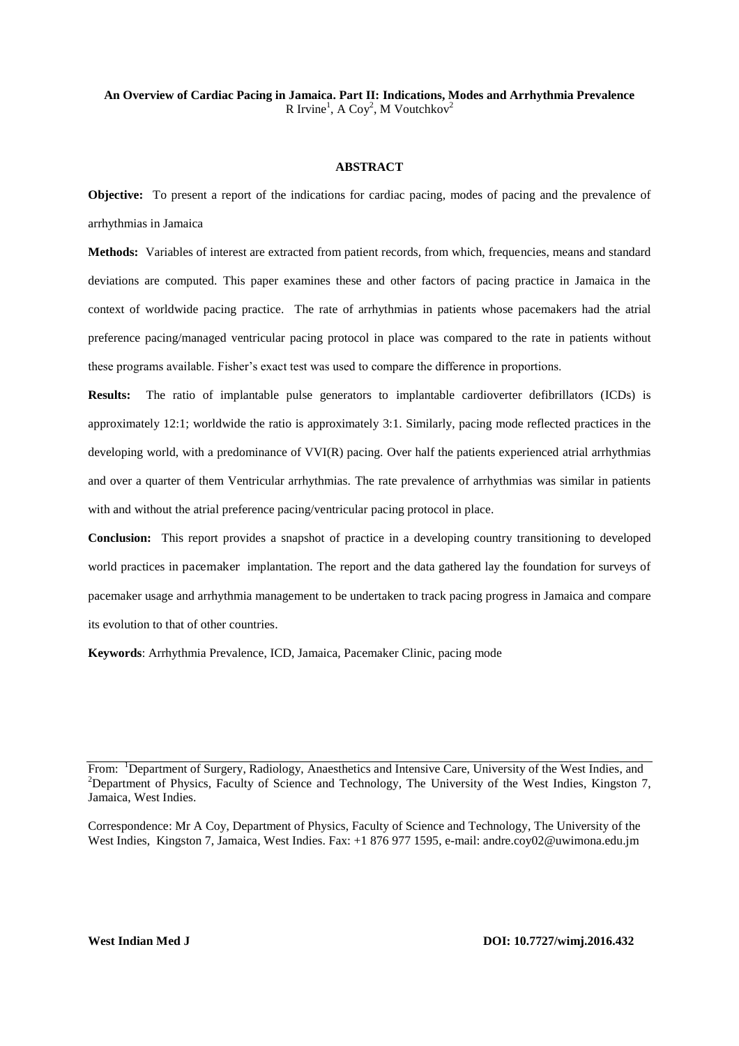**An Overview of Cardiac Pacing in Jamaica. Part II: Indications, Modes and Arrhythmia Prevalence**

R Irvine[1], A Coy[2], M Voutchkov[2]

## ABSTRACT

**Objective:** To present a report of the indications for cardiac pacing, modes of pacing and the prevalence of arrhythmias in Jamaica

**Methods:** Variables of interest are extracted from patient records, from which, frequencies, means and standard deviations are computed. This paper examines these and other factors of pacing practice in Jamaica in the context of worldwide pacing practice. The rate of arrhythmias in patients whose pacemakers had the atrial preference pacing/managed ventricular pacing protocol in place was compared to the rate in patients without these programs available. Fisher's exact test was used to compare the difference in proportions.

**Results:** The ratio of implantable pulse generators to implantable cardioverter defibrillators (ICDs) is approximately 12:1; worldwide the ratio is approximately 3:1. Similarly, pacing mode reflected practices in the developing world, with a predominance of VVI(R) pacing. Over half the patients experienced atrial arrhythmias and over a quarter of them Ventricular arrhythmias. The rate prevalence of arrhythmias was similar in patients with and without the atrial preference pacing/ventricular pacing protocol in place.

**Conclusion:** This report provides a snapshot of practice in a developing country transitioning to developed world practices in pacemaker implantation. The report and the data gathered lay the foundation for surveys of pacemaker usage and arrhythmia management to be undertaken to track pacing progress in Jamaica and compare its evolution to that of other countries.

**Keywords**: Arrhythmia Prevalence, ICD, Jamaica, Pacemaker Clinic, pacing mode

---

From: [1]Department of Surgery, Radiology, Anaesthetics and Intensive Care, University of the West Indies, and [2]Department of Physics, Faculty of Science and Technology, The University of the West Indies, Kingston 7, Jamaica, West Indies.

Correspondence: Mr A Coy, Department of Physics, Faculty of Science and Technology, The University of the West Indies, Kingston 7, Jamaica, West Indies. Fax: +1 876 977 1595, e-mail: andre.coy02@uwimona.edu.jm

**West Indian Med J** **DOI: 10.7727/wimj.2016.432**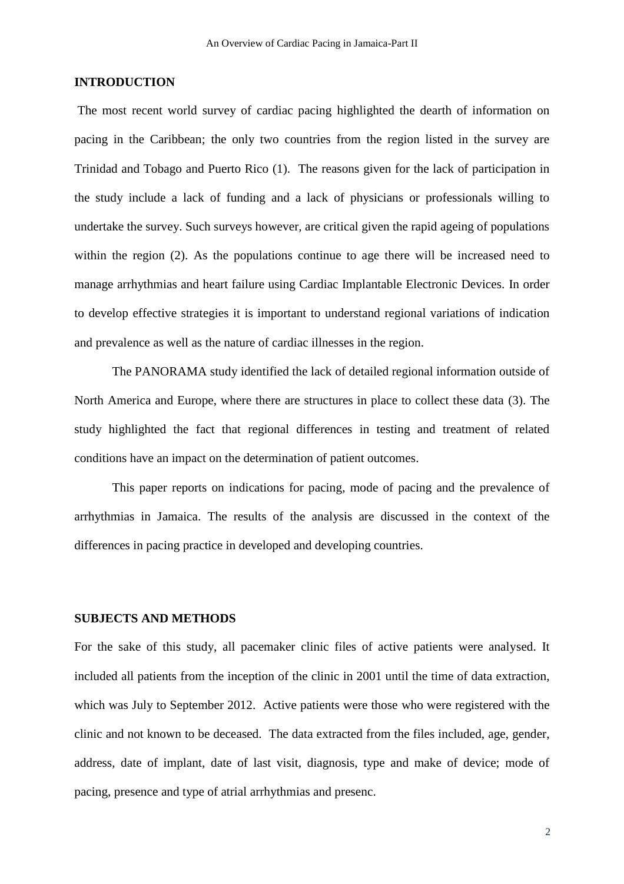## INTRODUCTION

The most recent world survey of cardiac pacing highlighted the dearth of information on pacing in the Caribbean; the only two countries from the region listed in the survey are Trinidad and Tobago and Puerto Rico (1). The reasons given for the lack of participation in the study include a lack of funding and a lack of physicians or professionals willing to undertake the survey. Such surveys however, are critical given the rapid ageing of populations within the region (2). As the populations continue to age there will be increased need to manage arrhythmias and heart failure using Cardiac Implantable Electronic Devices. In order to develop effective strategies it is important to understand regional variations of indication and prevalence as well as the nature of cardiac illnesses in the region.

The PANORAMA study identified the lack of detailed regional information outside of North America and Europe, where there are structures in place to collect these data (3). The study highlighted the fact that regional differences in testing and treatment of related conditions have an impact on the determination of patient outcomes.

This paper reports on indications for pacing, mode of pacing and the prevalence of arrhythmias in Jamaica. The results of the analysis are discussed in the context of the differences in pacing practice in developed and developing countries.

## SUBJECTS AND METHODS

For the sake of this study, all pacemaker clinic files of active patients were analysed. It included all patients from the inception of the clinic in 2001 until the time of data extraction, which was July to September 2012. Active patients were those who were registered with the clinic and not known to be deceased. The data extracted from the files included, age, gender, address, date of implant, date of last visit, diagnosis, type and make of device; mode of pacing, presence and type of atrial arrhythmias and presenc.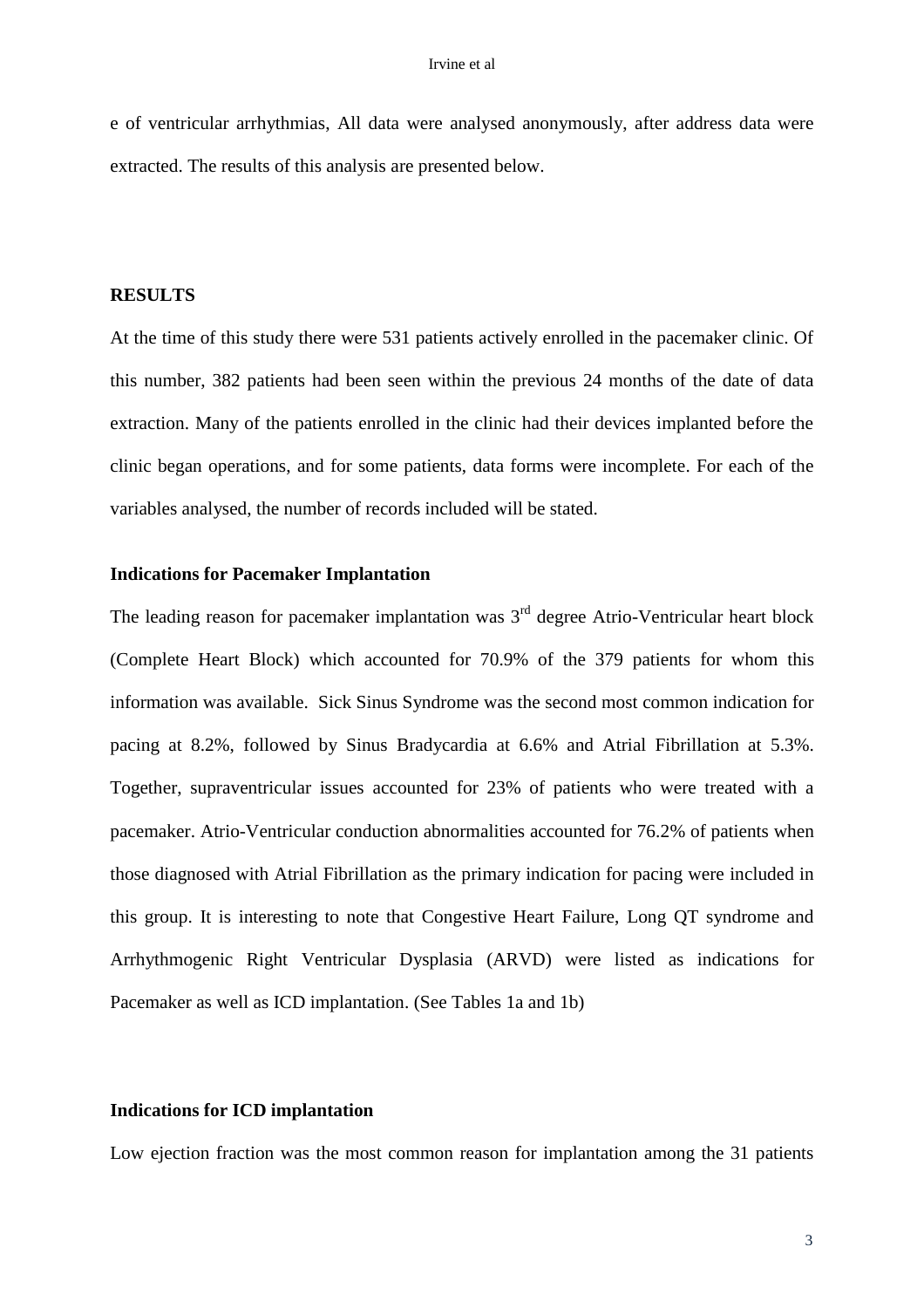e of ventricular arrhythmias, All data were analysed anonymously, after address data were extracted. The results of this analysis are presented below.

## RESULTS

At the time of this study there were 531 patients actively enrolled in the pacemaker clinic. Of this number, 382 patients had been seen within the previous 24 months of the date of data extraction. Many of the patients enrolled in the clinic had their devices implanted before the clinic began operations, and for some patients, data forms were incomplete. For each of the variables analysed, the number of records included will be stated.

### Indications for Pacemaker Implantation

The leading reason for pacemaker implantation was 3rd degree Atrio-Ventricular heart block (Complete Heart Block) which accounted for 70.9% of the 379 patients for whom this information was available. Sick Sinus Syndrome was the second most common indication for pacing at 8.2%, followed by Sinus Bradycardia at 6.6% and Atrial Fibrillation at 5.3%. Together, supraventricular issues accounted for 23% of patients who were treated with a pacemaker. Atrio-Ventricular conduction abnormalities accounted for 76.2% of patients when those diagnosed with Atrial Fibrillation as the primary indication for pacing were included in this group. It is interesting to note that Congestive Heart Failure, Long QT syndrome and Arrhythmogenic Right Ventricular Dysplasia (ARVD) were listed as indications for Pacemaker as well as ICD implantation. (See Tables 1a and 1b)

### Indications for ICD implantation

Low ejection fraction was the most common reason for implantation among the 31 patients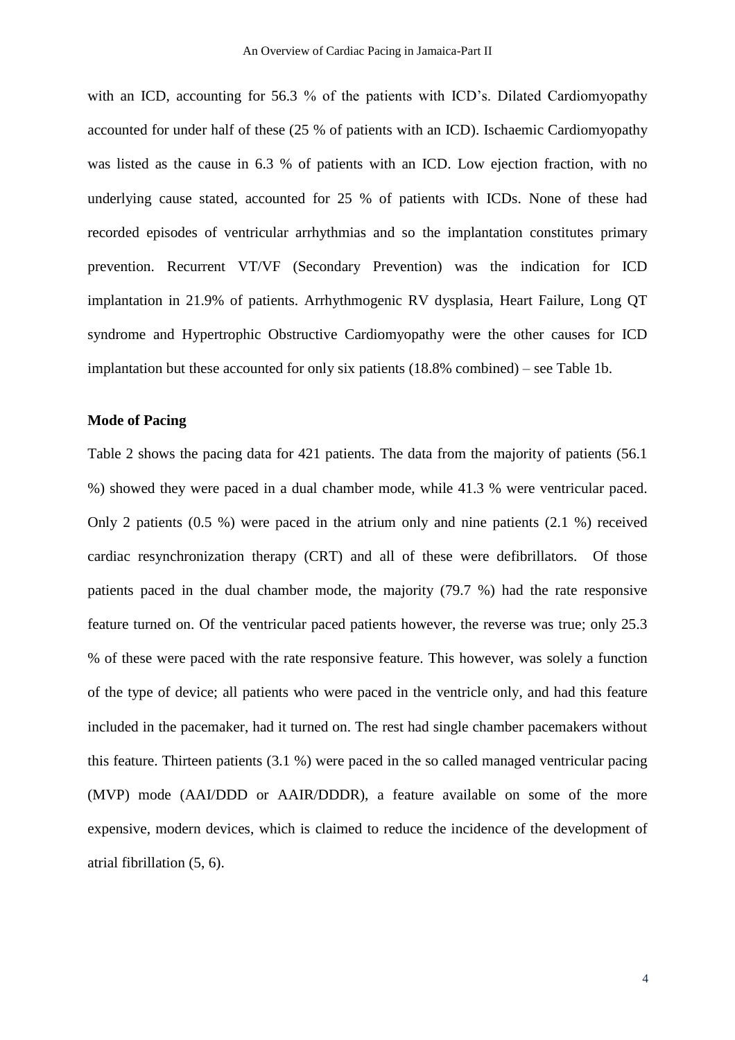with an ICD, accounting for 56.3 % of the patients with ICD's. Dilated Cardiomyopathy accounted for under half of these (25 % of patients with an ICD). Ischaemic Cardiomyopathy was listed as the cause in 6.3 % of patients with an ICD. Low ejection fraction, with no underlying cause stated, accounted for 25 % of patients with ICDs. None of these had recorded episodes of ventricular arrhythmias and so the implantation constitutes primary prevention. Recurrent VT/VF (Secondary Prevention) was the indication for ICD implantation in 21.9% of patients. Arrhythmogenic RV dysplasia, Heart Failure, Long QT syndrome and Hypertrophic Obstructive Cardiomyopathy were the other causes for ICD implantation but these accounted for only six patients (18.8% combined) – see Table 1b.

**Mode of Pacing**

Table 2 shows the pacing data for 421 patients. The data from the majority of patients (56.1 %) showed they were paced in a dual chamber mode, while 41.3 % were ventricular paced. Only 2 patients (0.5 %) were paced in the atrium only and nine patients (2.1 %) received cardiac resynchronization therapy (CRT) and all of these were defibrillators. Of those patients paced in the dual chamber mode, the majority (79.7 %) had the rate responsive feature turned on. Of the ventricular paced patients however, the reverse was true; only 25.3 % of these were paced with the rate responsive feature. This however, was solely a function of the type of device; all patients who were paced in the ventricle only, and had this feature included in the pacemaker, had it turned on. The rest had single chamber pacemakers without this feature. Thirteen patients (3.1 %) were paced in the so called managed ventricular pacing (MVP) mode (AAI/DDD or AAIR/DDDR), a feature available on some of the more expensive, modern devices, which is claimed to reduce the incidence of the development of atrial fibrillation (5, 6).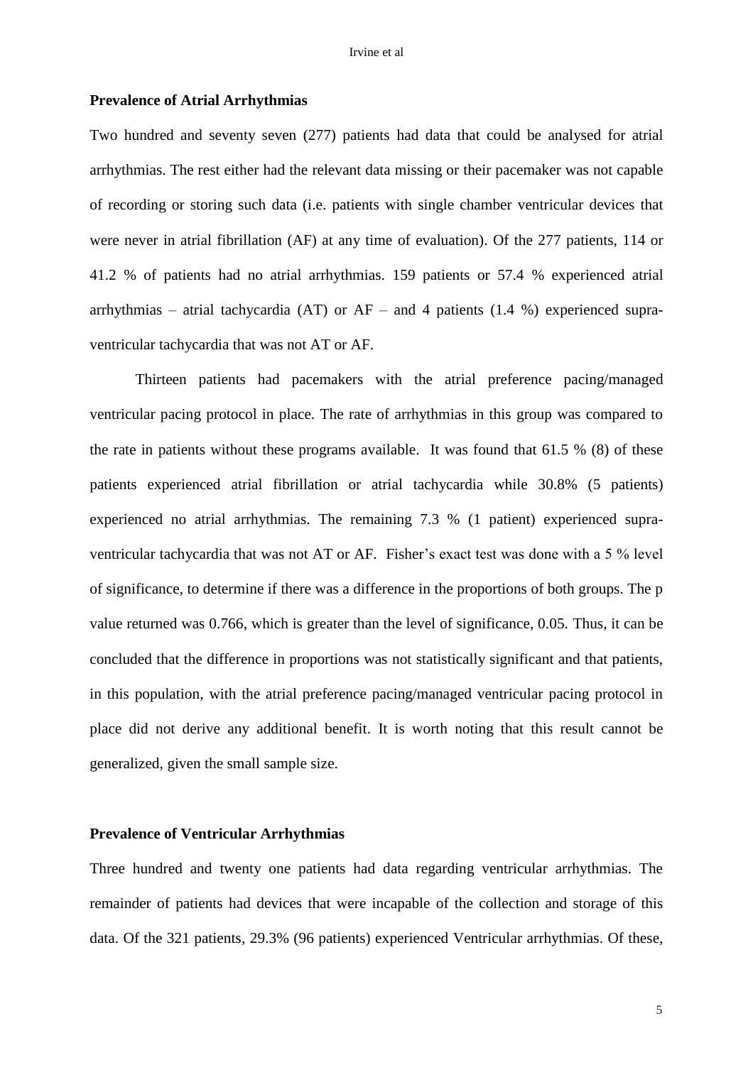**Prevalence of Atrial Arrhythmias**

Two hundred and seventy seven (277) patients had data that could be analysed for atrial arrhythmias. The rest either had the relevant data missing or their pacemaker was not capable of recording or storing such data (i.e. patients with single chamber ventricular devices that were never in atrial fibrillation (AF) at any time of evaluation). Of the 277 patients, 114 or 41.2 % of patients had no atrial arrhythmias. 159 patients or 57.4 % experienced atrial arrhythmias – atrial tachycardia (AT) or AF – and 4 patients (1.4 %) experienced supra-ventricular tachycardia that was not AT or AF.

Thirteen patients had pacemakers with the atrial preference pacing/managed ventricular pacing protocol in place. The rate of arrhythmias in this group was compared to the rate in patients without these programs available. It was found that 61.5 % (8) of these patients experienced atrial fibrillation or atrial tachycardia while 30.8% (5 patients) experienced no atrial arrhythmias. The remaining 7.3 % (1 patient) experienced supra-ventricular tachycardia that was not AT or AF. Fisher's exact test was done with a 5 % level of significance, to determine if there was a difference in the proportions of both groups. The p value returned was 0.766, which is greater than the level of significance, 0.05. Thus, it can be concluded that the difference in proportions was not statistically significant and that patients, in this population, with the atrial preference pacing/managed ventricular pacing protocol in place did not derive any additional benefit. It is worth noting that this result cannot be generalized, given the small sample size.

**Prevalence of Ventricular Arrhythmias**

Three hundred and twenty one patients had data regarding ventricular arrhythmias. The remainder of patients had devices that were incapable of the collection and storage of this data. Of the 321 patients, 29.3% (96 patients) experienced Ventricular arrhythmias. Of these,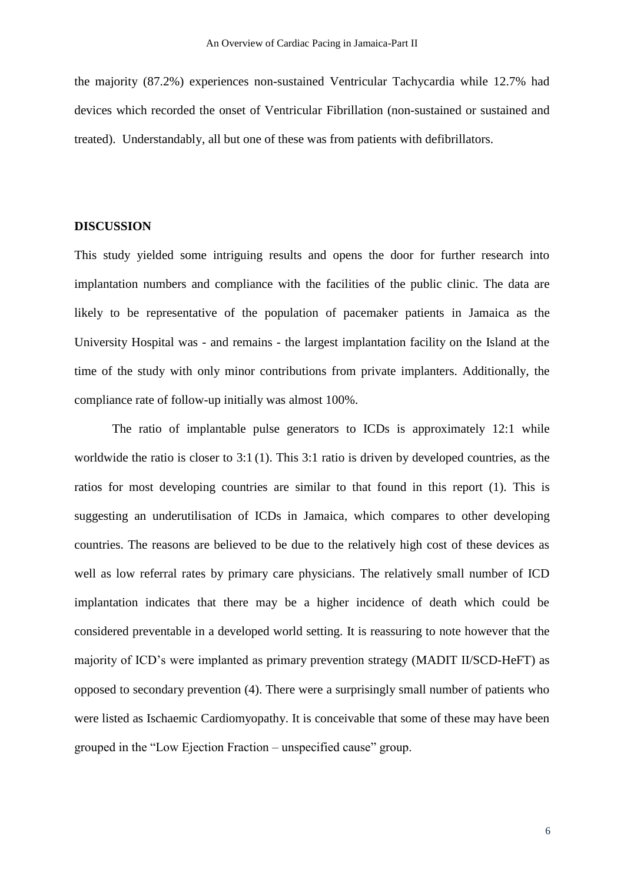the majority (87.2%) experiences non-sustained Ventricular Tachycardia while 12.7% had devices which recorded the onset of Ventricular Fibrillation (non-sustained or sustained and treated). Understandably, all but one of these was from patients with defibrillators.

## DISCUSSION

This study yielded some intriguing results and opens the door for further research into implantation numbers and compliance with the facilities of the public clinic. The data are likely to be representative of the population of pacemaker patients in Jamaica as the University Hospital was - and remains - the largest implantation facility on the Island at the time of the study with only minor contributions from private implanters. Additionally, the compliance rate of follow-up initially was almost 100%.

The ratio of implantable pulse generators to ICDs is approximately 12:1 while worldwide the ratio is closer to 3:1 (1). This 3:1 ratio is driven by developed countries, as the ratios for most developing countries are similar to that found in this report (1). This is suggesting an underutilisation of ICDs in Jamaica, which compares to other developing countries. The reasons are believed to be due to the relatively high cost of these devices as well as low referral rates by primary care physicians. The relatively small number of ICD implantation indicates that there may be a higher incidence of death which could be considered preventable in a developed world setting. It is reassuring to note however that the majority of ICD's were implanted as primary prevention strategy (MADIT II/SCD-HeFT) as opposed to secondary prevention (4). There were a surprisingly small number of patients who were listed as Ischaemic Cardiomyopathy. It is conceivable that some of these may have been grouped in the "Low Ejection Fraction – unspecified cause" group.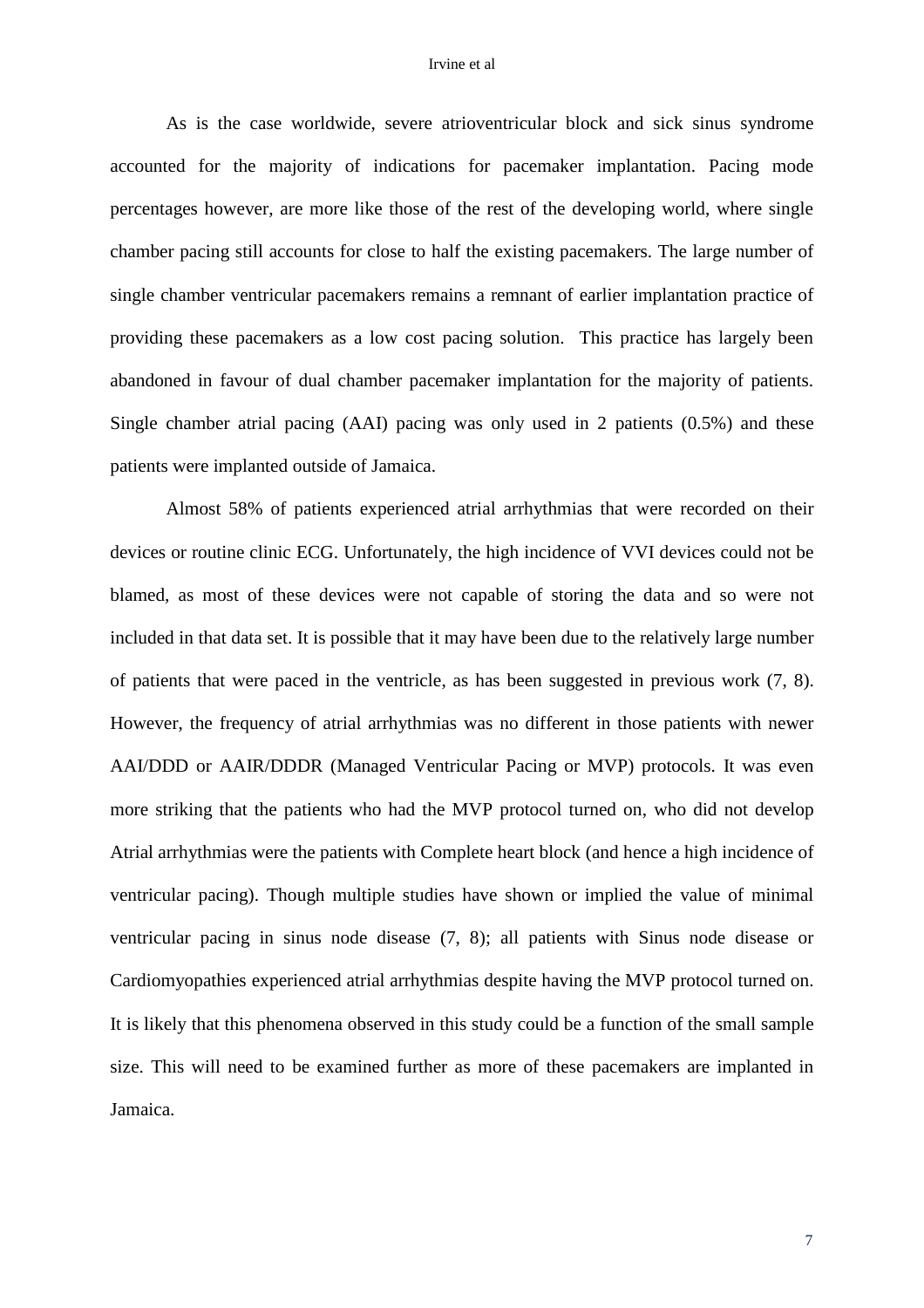As is the case worldwide, severe atrioventricular block and sick sinus syndrome accounted for the majority of indications for pacemaker implantation. Pacing mode percentages however, are more like those of the rest of the developing world, where single chamber pacing still accounts for close to half the existing pacemakers. The large number of single chamber ventricular pacemakers remains a remnant of earlier implantation practice of providing these pacemakers as a low cost pacing solution. This practice has largely been abandoned in favour of dual chamber pacemaker implantation for the majority of patients. Single chamber atrial pacing (AAI) pacing was only used in 2 patients (0.5%) and these patients were implanted outside of Jamaica.

Almost 58% of patients experienced atrial arrhythmias that were recorded on their devices or routine clinic ECG. Unfortunately, the high incidence of VVI devices could not be blamed, as most of these devices were not capable of storing the data and so were not included in that data set. It is possible that it may have been due to the relatively large number of patients that were paced in the ventricle, as has been suggested in previous work (7, 8). However, the frequency of atrial arrhythmias was no different in those patients with newer AAI/DDD or AAIR/DDDR (Managed Ventricular Pacing or MVP) protocols. It was even more striking that the patients who had the MVP protocol turned on, who did not develop Atrial arrhythmias were the patients with Complete heart block (and hence a high incidence of ventricular pacing). Though multiple studies have shown or implied the value of minimal ventricular pacing in sinus node disease (7, 8); all patients with Sinus node disease or Cardiomyopathies experienced atrial arrhythmias despite having the MVP protocol turned on. It is likely that this phenomena observed in this study could be a function of the small sample size. This will need to be examined further as more of these pacemakers are implanted in Jamaica.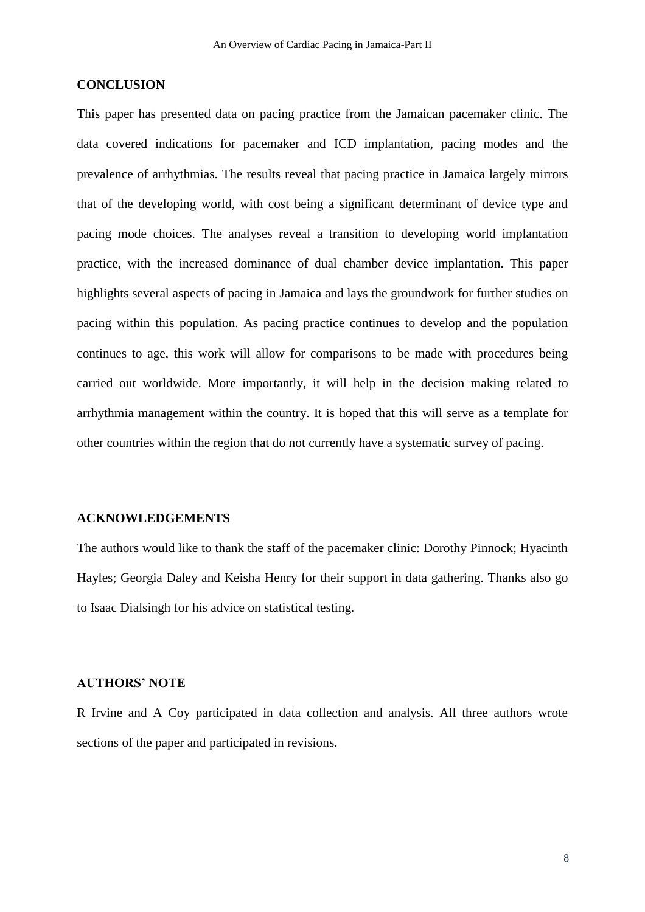## CONCLUSION

This paper has presented data on pacing practice from the Jamaican pacemaker clinic. The data covered indications for pacemaker and ICD implantation, pacing modes and the prevalence of arrhythmias. The results reveal that pacing practice in Jamaica largely mirrors that of the developing world, with cost being a significant determinant of device type and pacing mode choices. The analyses reveal a transition to developing world implantation practice, with the increased dominance of dual chamber device implantation. This paper highlights several aspects of pacing in Jamaica and lays the groundwork for further studies on pacing within this population. As pacing practice continues to develop and the population continues to age, this work will allow for comparisons to be made with procedures being carried out worldwide. More importantly, it will help in the decision making related to arrhythmia management within the country. It is hoped that this will serve as a template for other countries within the region that do not currently have a systematic survey of pacing.

## ACKNOWLEDGEMENTS

The authors would like to thank the staff of the pacemaker clinic: Dorothy Pinnock; Hyacinth Hayles; Georgia Daley and Keisha Henry for their support in data gathering. Thanks also go to Isaac Dialsingh for his advice on statistical testing.

## AUTHORS' NOTE

R Irvine and A Coy participated in data collection and analysis. All three authors wrote sections of the paper and participated in revisions.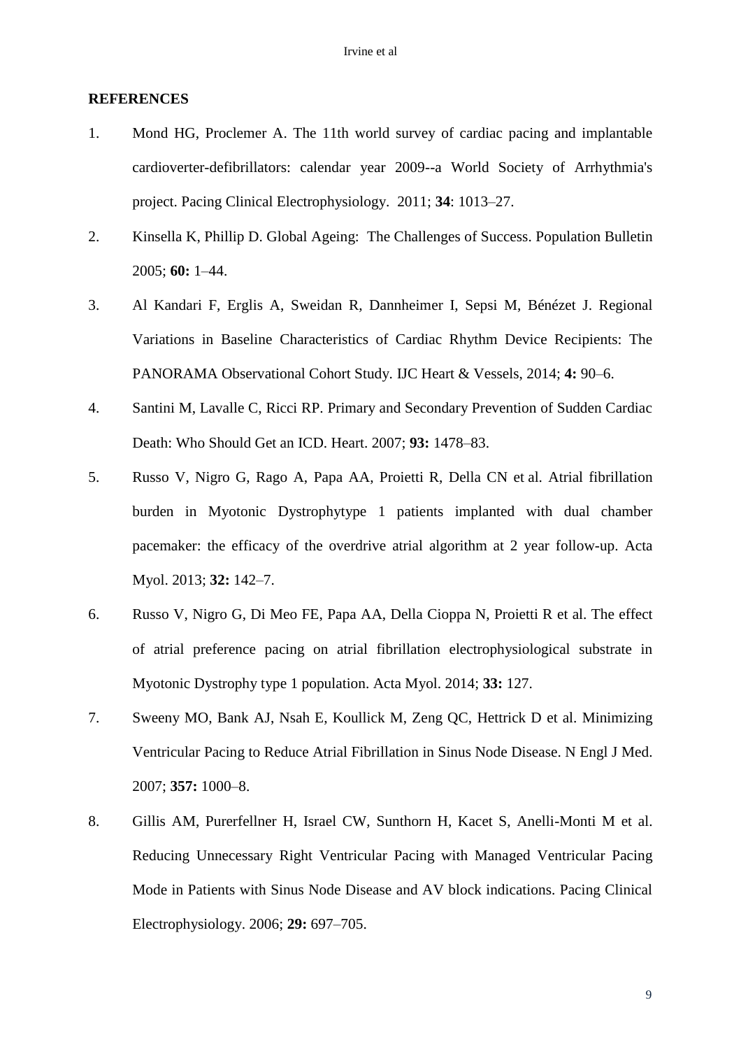**REFERENCES**

1. Mond HG, Proclemer A. The 11th world survey of cardiac pacing and implantable cardioverter-defibrillators: calendar year 2009--a World Society of Arrhythmia's project. Pacing Clinical Electrophysiology. 2011; **34**: 1013–27.
2. Kinsella K, Phillip D. Global Ageing: The Challenges of Success. Population Bulletin 2005; **60:** 1–44.
3. Al Kandari F, Erglis A, Sweidan R, Dannheimer I, Sepsi M, Bénézet J. Regional Variations in Baseline Characteristics of Cardiac Rhythm Device Recipients: The PANORAMA Observational Cohort Study. IJC Heart & Vessels, 2014; **4:** 90–6.
4. Santini M, Lavalle C, Ricci RP. Primary and Secondary Prevention of Sudden Cardiac Death: Who Should Get an ICD. Heart. 2007; **93:** 1478–83.
5. Russo V, Nigro G, Rago A, Papa AA, Proietti R, Della CN et al. Atrial fibrillation burden in Myotonic Dystrophytype 1 patients implanted with dual chamber pacemaker: the efficacy of the overdrive atrial algorithm at 2 year follow-up. Acta Myol. 2013; **32:** 142–7.
6. Russo V, Nigro G, Di Meo FE, Papa AA, Della Cioppa N, Proietti R et al. The effect of atrial preference pacing on atrial fibrillation electrophysiological substrate in Myotonic Dystrophy type 1 population. Acta Myol. 2014; **33:** 127.
7. Sweeny MO, Bank AJ, Nsah E, Koullick M, Zeng QC, Hettrick D et al. Minimizing Ventricular Pacing to Reduce Atrial Fibrillation in Sinus Node Disease. N Engl J Med. 2007; **357:** 1000–8.
8. Gillis AM, Purerfellner H, Israel CW, Sunthorn H, Kacet S, Anelli-Monti M et al. Reducing Unnecessary Right Ventricular Pacing with Managed Ventricular Pacing Mode in Patients with Sinus Node Disease and AV block indications. Pacing Clinical Electrophysiology. 2006; **29:** 697–705.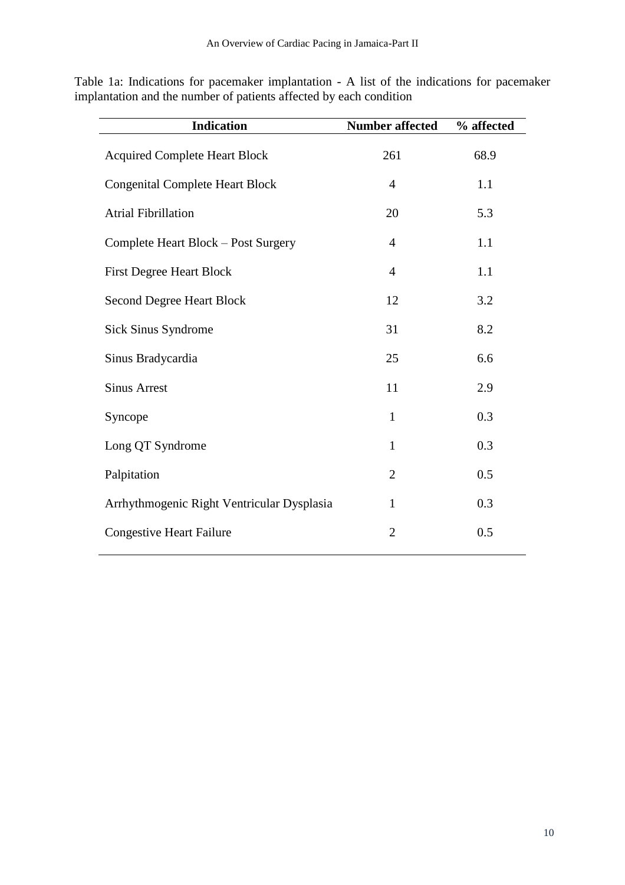Table 1a: Indications for pacemaker implantation - A list of the indications for pacemaker implantation and the number of patients affected by each condition

| Indication | Number affected | % affected |
|---|---|---|
| Acquired Complete Heart Block | 261 | 68.9 |
| Congenital Complete Heart Block | 4 | 1.1 |
| Atrial Fibrillation | 20 | 5.3 |
| Complete Heart Block – Post Surgery | 4 | 1.1 |
| First Degree Heart Block | 4 | 1.1 |
| Second Degree Heart Block | 12 | 3.2 |
| Sick Sinus Syndrome | 31 | 8.2 |
| Sinus Bradycardia | 25 | 6.6 |
| Sinus Arrest | 11 | 2.9 |
| Syncope | 1 | 0.3 |
| Long QT Syndrome | 1 | 0.3 |
| Palpitation | 2 | 0.5 |
| Arrhythmogenic Right Ventricular Dysplasia | 1 | 0.3 |
| Congestive Heart Failure | 2 | 0.5 |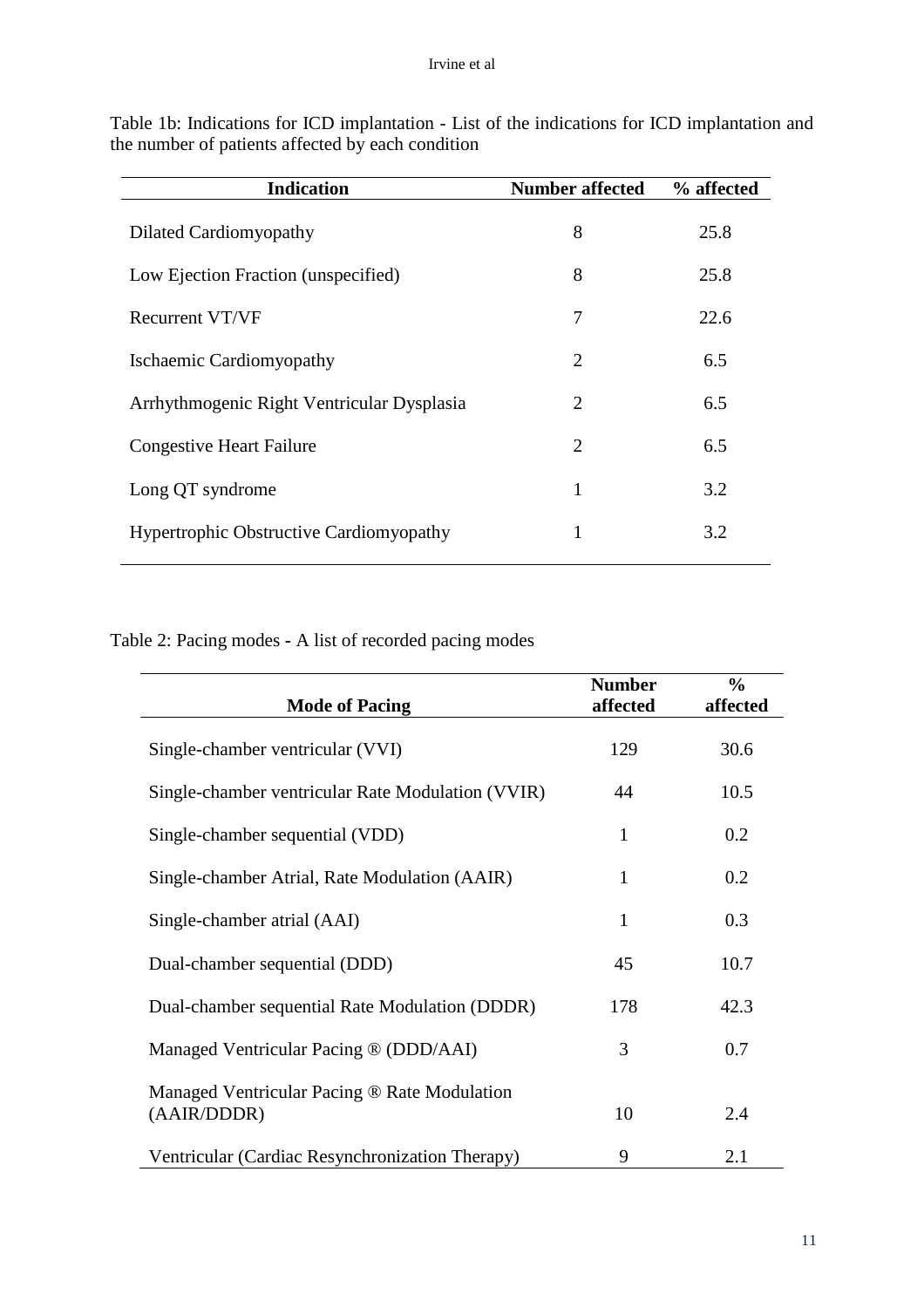Table 1b: Indications for ICD implantation - List of the indications for ICD implantation and the number of patients affected by each condition

| Indication | Number affected | % affected |
|---|---|---|
| Dilated Cardiomyopathy | 8 | 25.8 |
| Low Ejection Fraction (unspecified) | 8 | 25.8 |
| Recurrent VT/VF | 7 | 22.6 |
| Ischaemic Cardiomyopathy | 2 | 6.5 |
| Arrhythmogenic Right Ventricular Dysplasia | 2 | 6.5 |
| Congestive Heart Failure | 2 | 6.5 |
| Long QT syndrome | 1 | 3.2 |
| Hypertrophic Obstructive Cardiomyopathy | 1 | 3.2 |

Table 2: Pacing modes - A list of recorded pacing modes

| Mode of Pacing | Number affected | % affected |
|---|---|---|
| Single-chamber ventricular (VVI) | 129 | 30.6 |
| Single-chamber ventricular Rate Modulation (VVIR) | 44 | 10.5 |
| Single-chamber sequential (VDD) | 1 | 0.2 |
| Single-chamber Atrial, Rate Modulation (AAIR) | 1 | 0.2 |
| Single-chamber atrial (AAI) | 1 | 0.3 |
| Dual-chamber sequential (DDD) | 45 | 10.7 |
| Dual-chamber sequential Rate Modulation (DDDR) | 178 | 42.3 |
| Managed Ventricular Pacing ® (DDD/AAI) | 3 | 0.7 |
| Managed Ventricular Pacing ® Rate Modulation (AAIR/DDDR) | 10 | 2.4 |
| Ventricular (Cardiac Resynchronization Therapy) | 9 | 2.1 |